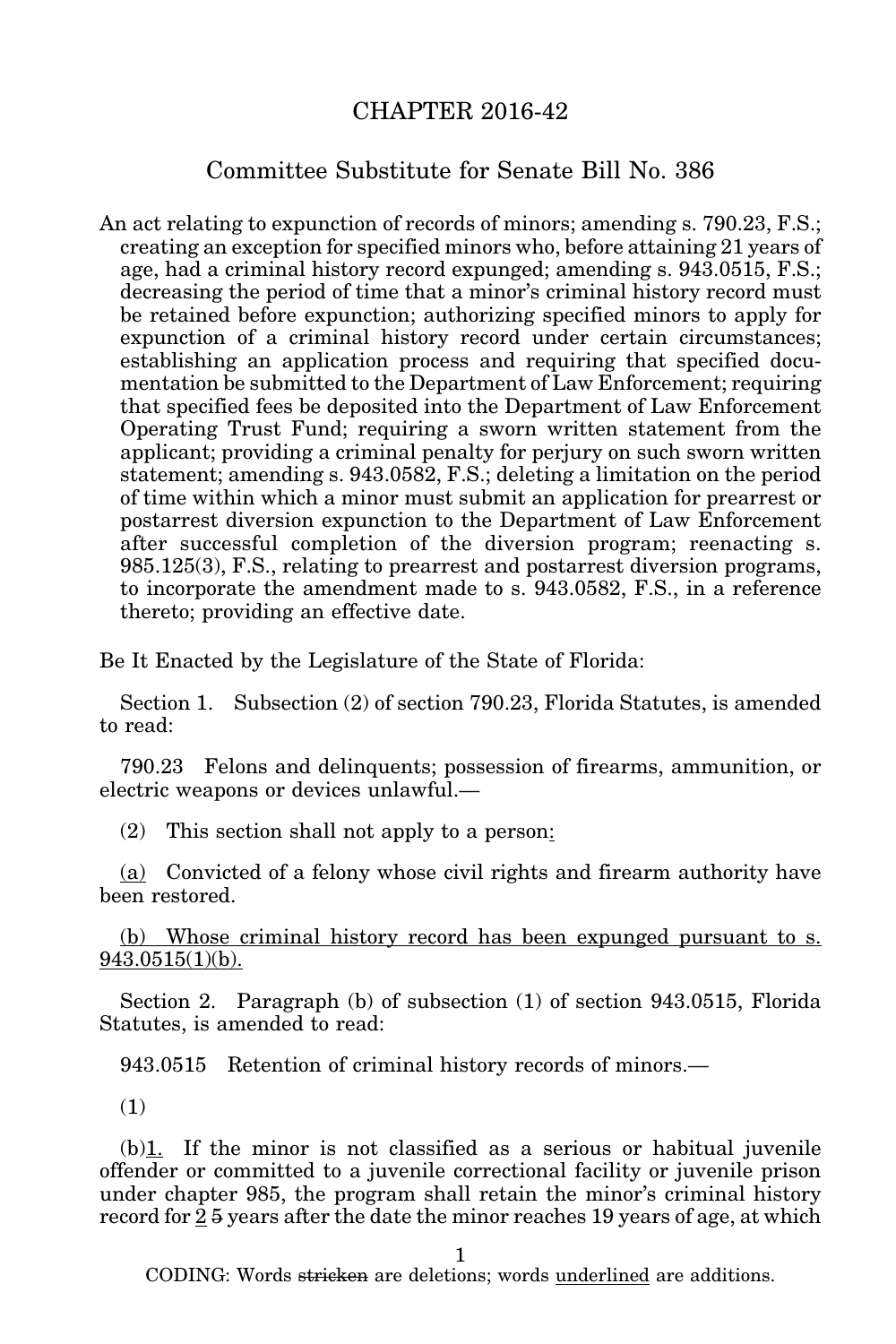# CHAPTER 2016-42

## Committee Substitute for Senate Bill No. 386

An act relating to expunction of records of minors; amending s. 790.23, F.S.; creating an exception for specified minors who, before attaining 21 years of age, had a criminal history record expunged; amending s. 943.0515, F.S.; decreasing the period of time that a minor's criminal history record must be retained before expunction; authorizing specified minors to apply for expunction of a criminal history record under certain circumstances; establishing an application process and requiring that specified documentation be submitted to the Department of Law Enforcement; requiring that specified fees be deposited into the Department of Law Enforcement Operating Trust Fund; requiring a sworn written statement from the applicant; providing a criminal penalty for perjury on such sworn written statement; amending s. 943.0582, F.S.; deleting a limitation on the period of time within which a minor must submit an application for prearrest or postarrest diversion expunction to the Department of Law Enforcement after successful completion of the diversion program; reenacting s. 985.125(3), F.S., relating to prearrest and postarrest diversion programs, to incorporate the amendment made to s. 943.0582, F.S., in a reference thereto; providing an effective date.

Be It Enacted by the Legislature of the State of Florida:

Section 1. Subsection (2) of section 790.23, Florida Statutes, is amended to read:

790.23 Felons and delinquents; possession of firearms, ammunition, or electric weapons or devices unlawful.—

(2) This section shall not apply to a person<u>:</u>

<u>(a)</u> Convicted of a felony whose civil rights and firearm authority have been restored.

<u>(b) Whose criminal history record has been expunged pursuant to s. 943.0515(1)(b).</u>

Section 2. Paragraph (b) of subsection (1) of section 943.0515, Florida Statutes, is amended to read:

943.0515 Retention of criminal history records of minors.—

(1)

(b)<u>1.</u> If the minor is not classified as a serious or habitual juvenile offender or committed to a juvenile correctional facility or juvenile prison under chapter 985, the program shall retain the minor's criminal history record for <u>2</u> ~~5~~ years after the date the minor reaches 19 years of age, at which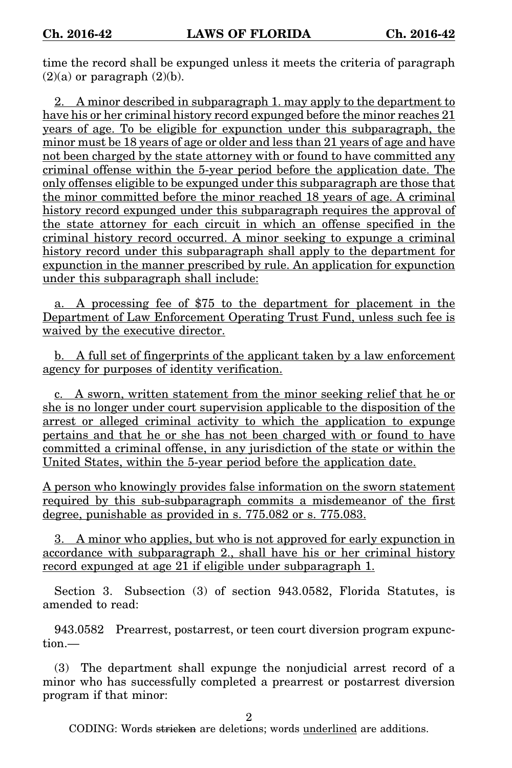time the record shall be expunged unless it meets the criteria of paragraph (2)(a) or paragraph (2)(b).

2. A minor described in subparagraph 1. may apply to the department to have his or her criminal history record expunged before the minor reaches 21 years of age. To be eligible for expunction under this subparagraph, the minor must be 18 years of age or older and less than 21 years of age and have not been charged by the state attorney with or found to have committed any criminal offense within the 5-year period before the application date. The only offenses eligible to be expunged under this subparagraph are those that the minor committed before the minor reached 18 years of age. A criminal history record expunged under this subparagraph requires the approval of the state attorney for each circuit in which an offense specified in the criminal history record occurred. A minor seeking to expunge a criminal history record under this subparagraph shall apply to the department for expunction in the manner prescribed by rule. An application for expunction under this subparagraph shall include:

a. A processing fee of $75 to the department for placement in the Department of Law Enforcement Operating Trust Fund, unless such fee is waived by the executive director.

b. A full set of fingerprints of the applicant taken by a law enforcement agency for purposes of identity verification.

c. A sworn, written statement from the minor seeking relief that he or she is no longer under court supervision applicable to the disposition of the arrest or alleged criminal activity to which the application to expunge pertains and that he or she has not been charged with or found to have committed a criminal offense, in any jurisdiction of the state or within the United States, within the 5-year period before the application date.

A person who knowingly provides false information on the sworn statement required by this sub-subparagraph commits a misdemeanor of the first degree, punishable as provided in s. 775.082 or s. 775.083.

3. A minor who applies, but who is not approved for early expunction in accordance with subparagraph 2., shall have his or her criminal history record expunged at age 21 if eligible under subparagraph 1.

Section 3. Subsection (3) of section 943.0582, Florida Statutes, is amended to read:

943.0582 Prearrest, postarrest, or teen court diversion program expunction.—

(3) The department shall expunge the nonjudicial arrest record of a minor who has successfully completed a prearrest or postarrest diversion program if that minor:

CODING: Words ~~stricken~~ are deletions; words underlined are additions.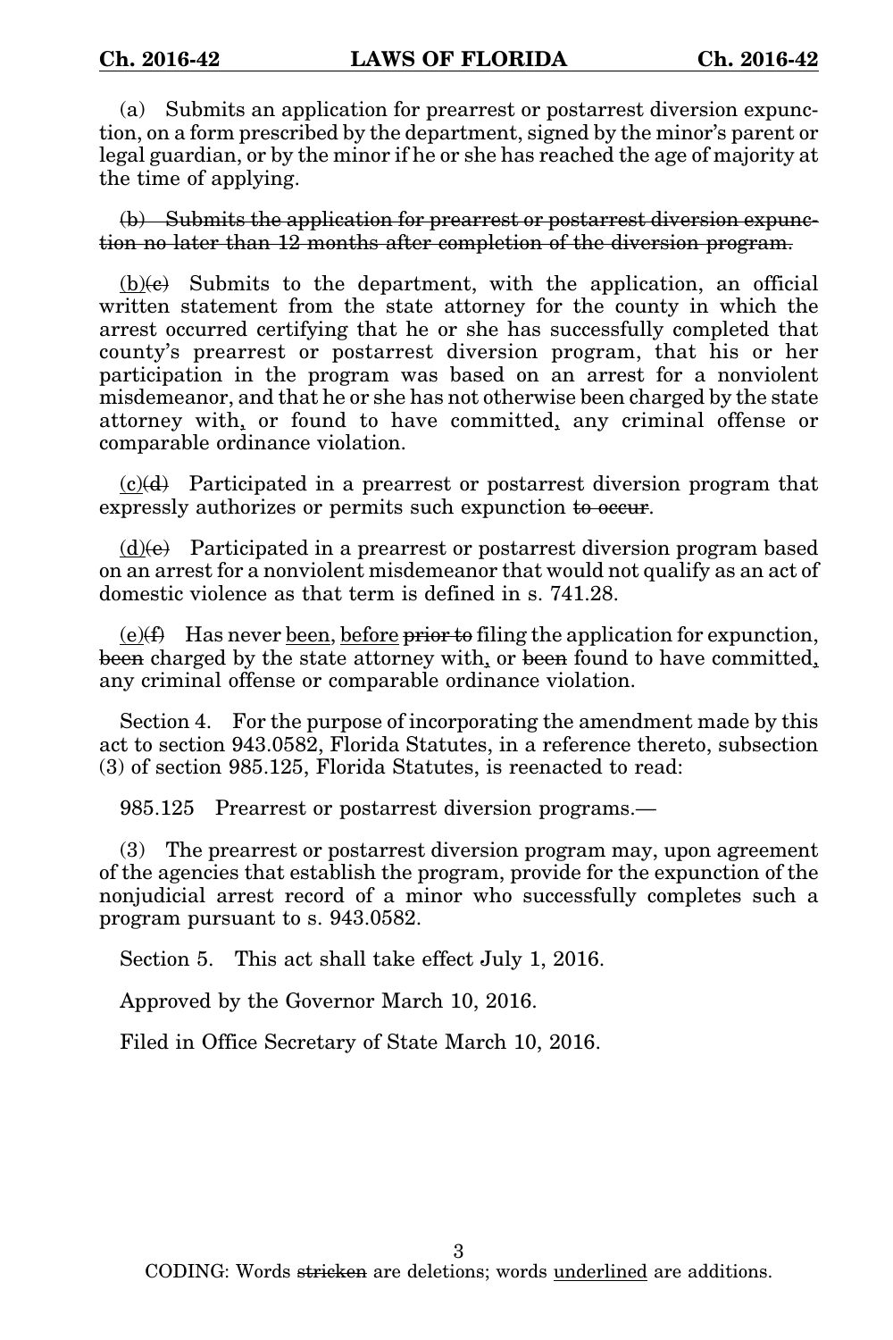(a) Submits an application for prearrest or postarrest diversion expunction, on a form prescribed by the department, signed by the minor's parent or legal guardian, or by the minor if he or she has reached the age of majority at the time of applying.

~~(b) Submits the application for prearrest or postarrest diversion expunction no later than 12 months after completion of the diversion program.~~

<u>(b)</u>~~(c)~~ Submits to the department, with the application, an official written statement from the state attorney for the county in which the arrest occurred certifying that he or she has successfully completed that county's prearrest or postarrest diversion program, that his or her participation in the program was based on an arrest for a nonviolent misdemeanor, and that he or she has not otherwise been charged by the state attorney with<u>,</u> or found to have committed<u>,</u> any criminal offense or comparable ordinance violation.

<u>(c)</u>~~(d)~~ Participated in a prearrest or postarrest diversion program that expressly authorizes or permits such expunction ~~to occur~~.

<u>(d)</u>~~(e)~~ Participated in a prearrest or postarrest diversion program based on an arrest for a nonviolent misdemeanor that would not qualify as an act of domestic violence as that term is defined in s. 741.28.

<u>(e)</u>~~(f)~~ Has never <u>been</u>, <u>before</u> ~~prior to~~ filing the application for expunction, ~~been~~ charged by the state attorney with<u>,</u> or ~~been~~ found to have committed<u>,</u> any criminal offense or comparable ordinance violation.

Section 4. For the purpose of incorporating the amendment made by this act to section 943.0582, Florida Statutes, in a reference thereto, subsection (3) of section 985.125, Florida Statutes, is reenacted to read:

985.125 Prearrest or postarrest diversion programs.—

(3) The prearrest or postarrest diversion program may, upon agreement of the agencies that establish the program, provide for the expunction of the nonjudicial arrest record of a minor who successfully completes such a program pursuant to s. 943.0582.

Section 5. This act shall take effect July 1, 2016.

Approved by the Governor March 10, 2016.

Filed in Office Secretary of State March 10, 2016.